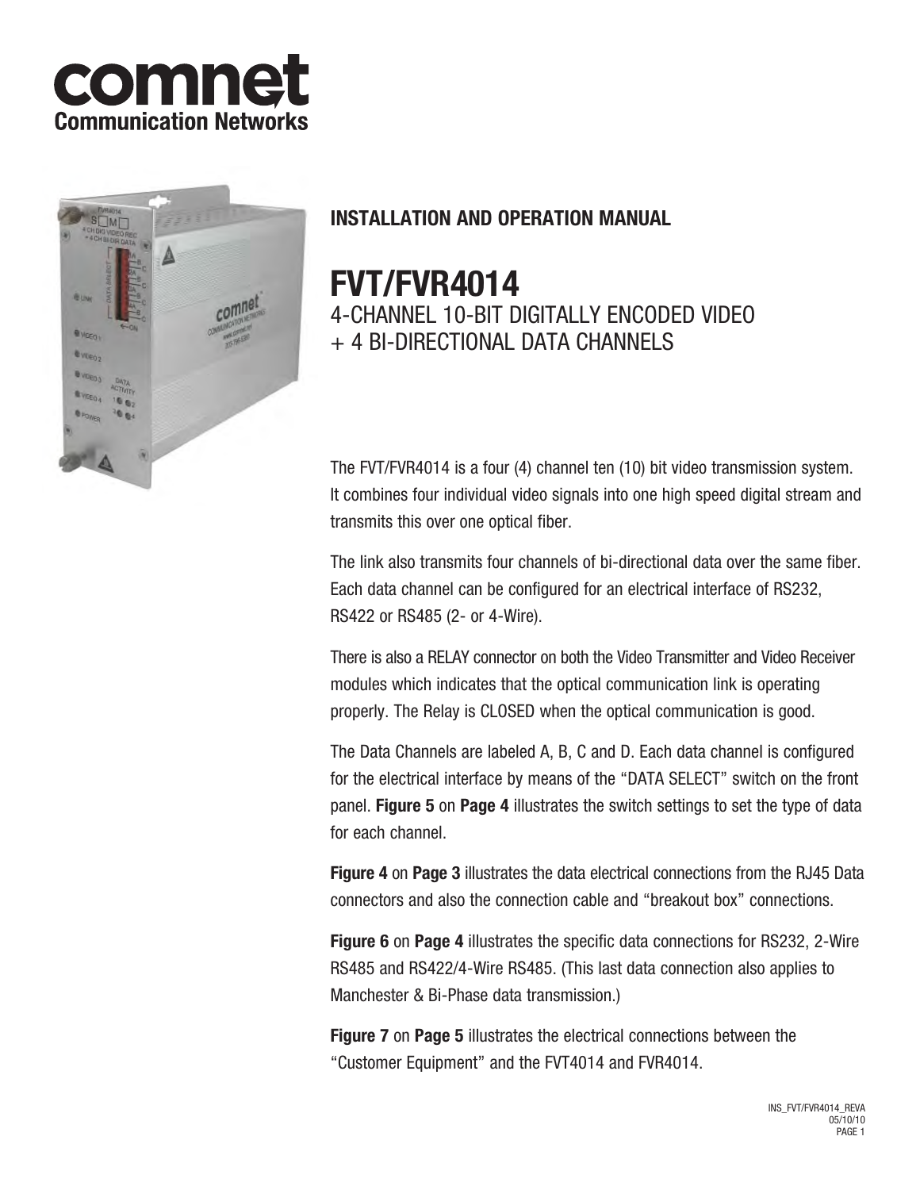# comnet
**Communication Networks**

## INSTALLATION AND OPERATION MANUAL

# FVT/FVR4014

4-CHANNEL 10-BIT DIGITALLY ENCODED VIDEO
+ 4 BI-DIRECTIONAL DATA CHANNELS

The FVT/FVR4014 is a four (4) channel ten (10) bit video transmission system. It combines four individual video signals into one high speed digital stream and transmits this over one optical fiber.

The link also transmits four channels of bi-directional data over the same fiber. Each data channel can be configured for an electrical interface of RS232, RS422 or RS485 (2- or 4-Wire).

There is also a RELAY connector on both the Video Transmitter and Video Receiver modules which indicates that the optical communication link is operating properly. The Relay is CLOSED when the optical communication is good.

The Data Channels are labeled A, B, C and D. Each data channel is configured for the electrical interface by means of the "DATA SELECT" switch on the front panel. **Figure 5** on **Page 4** illustrates the switch settings to set the type of data for each channel.

**Figure 4** on **Page 3** illustrates the data electrical connections from the RJ45 Data connectors and also the connection cable and "breakout box" connections.

**Figure 6** on **Page 4** illustrates the specific data connections for RS232, 2-Wire RS485 and RS422/4-Wire RS485. (This last data connection also applies to Manchester & Bi-Phase data transmission.)

**Figure 7** on **Page 5** illustrates the electrical connections between the "Customer Equipment" and the FVT4014 and FVR4014.

INS_FVT/FVR4014_REVA
05/10/10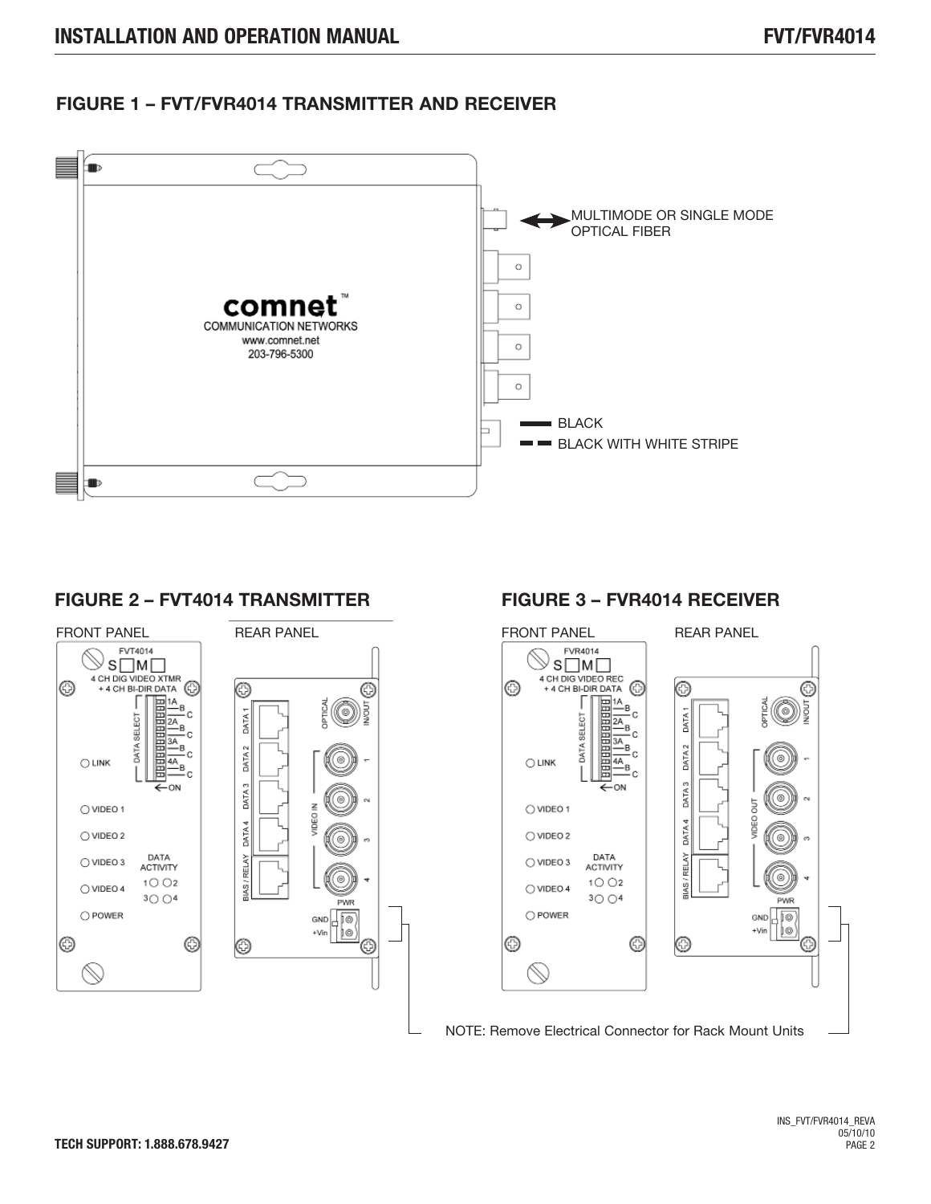## FIGURE 1 – FVT/FVR4014 TRANSMITTER AND RECEIVER

comnet™
COMMUNICATION NETWORKS
www.comnet.net
203-796-5300

MULTIMODE OR SINGLE MODE OPTICAL FIBER

BLACK
BLACK WITH WHITE STRIPE

## FIGURE 2 – FVT4014 TRANSMITTER

FRONT PANEL

FVT4014
S ☐ M ☐
4 CH DIG VIDEO XTMR
+ 4 CH BI-DIR DATA

DATA SELECT: 1A, B, C, 2A, B, C, 3A, B, C, 4A, B, C
← ON

LINK
VIDEO 1
VIDEO 2
VIDEO 3
VIDEO 4
POWER

DATA ACTIVITY
1 2
3 4

REAR PANEL

DATA 1
DATA 2
DATA 3
DATA 4
BIAS / RELAY
OPTICAL IN/OUT
VIDEO IN 1, 2, 3, 4
PWR
GND
+Vin

## FIGURE 3 – FVR4014 RECEIVER

FRONT PANEL

FVR4014
S ☐ M ☐
4 CH DIG VIDEO REC
+ 4 CH BI-DIR DATA

DATA SELECT: 1A, B, C, 2A, B, C, 3A, B, C, 4A, B, C
← ON

LINK
VIDEO 1
VIDEO 2
VIDEO 3
VIDEO 4
POWER

DATA ACTIVITY
1 2
3 4

REAR PANEL

DATA 1
DATA 2
DATA 3
DATA 4
BIAS / RELAY
OPTICAL IN/OUT
VIDEO OUT 1, 2, 3, 4
PWR
GND
+Vin

NOTE: Remove Electrical Connector for Rack Mount Units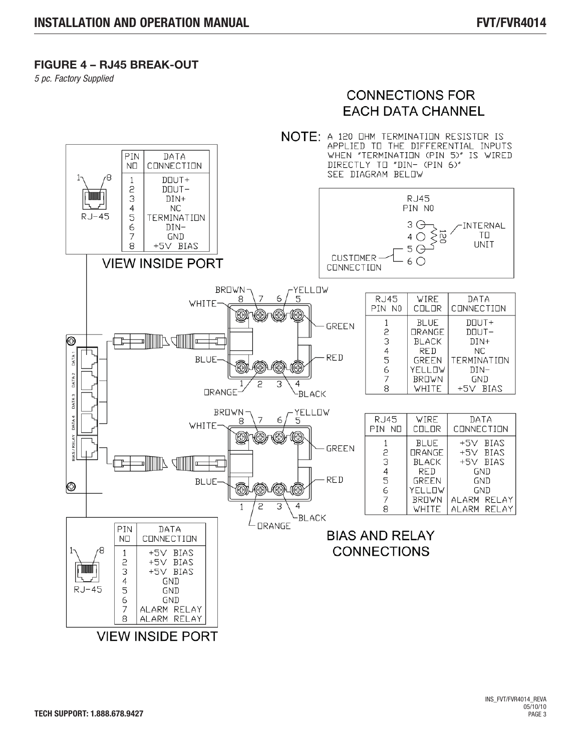## FIGURE 4 – RJ45 BREAK-OUT

*5 pc. Factory Supplied*

### CONNECTIONS FOR EACH DATA CHANNEL

NOTE: A 120 OHM TERMINATION RESISTOR IS APPLIED TO THE DIFFERENTIAL INPUTS WHEN "TERMINATION (PIN 5)" IS WIRED DIRECTLY TO "DIN- (PIN 6)" SEE DIAGRAM BELOW

RJ45 PIN NO: 3, 4, 5, 6 — 120 — INTERNAL TO UNIT — CUSTOMER CONNECTION

VIEW INSIDE PORT

| PIN NO | DATA CONNECTION |
|---|---|
| 1 | DOUT+ |
| 2 | DOUT- |
| 3 | DIN+ |
| 4 | NC |
| 5 | TERMINATION |
| 6 | DIN- |
| 7 | GND |
| 8 | +5V BIAS |

| RJ45 PIN NO | WIRE COLOR | DATA CONNECTION |
|---|---|---|
| 1 | BLUE | DOUT+ |
| 2 | ORANGE | DOUT- |
| 3 | BLACK | DIN+ |
| 4 | RED | NC |
| 5 | GREEN | TERMINATION |
| 6 | YELLOW | DIN- |
| 7 | BROWN | GND |
| 8 | WHITE | +5V BIAS |

### BIAS AND RELAY CONNECTIONS

| RJ45 PIN NO | WIRE COLOR | DATA CONNECTION |
|---|---|---|
| 1 | BLUE | +5V BIAS |
| 2 | ORANGE | +5V BIAS |
| 3 | BLACK | +5V BIAS |
| 4 | RED | GND |
| 5 | GREEN | GND |
| 6 | YELLOW | GND |
| 7 | BROWN | ALARM RELAY |
| 8 | WHITE | ALARM RELAY |

VIEW INSIDE PORT

| PIN NO | DATA CONNECTION |
|---|---|
| 1 | +5V BIAS |
| 2 | +5V BIAS |
| 3 | +5V BIAS |
| 4 | GND |
| 5 | GND |
| 6 | GND |
| 7 | ALARM RELAY |
| 8 | ALARM RELAY |

INS_FVT/FVR4014_REVA 05/10/10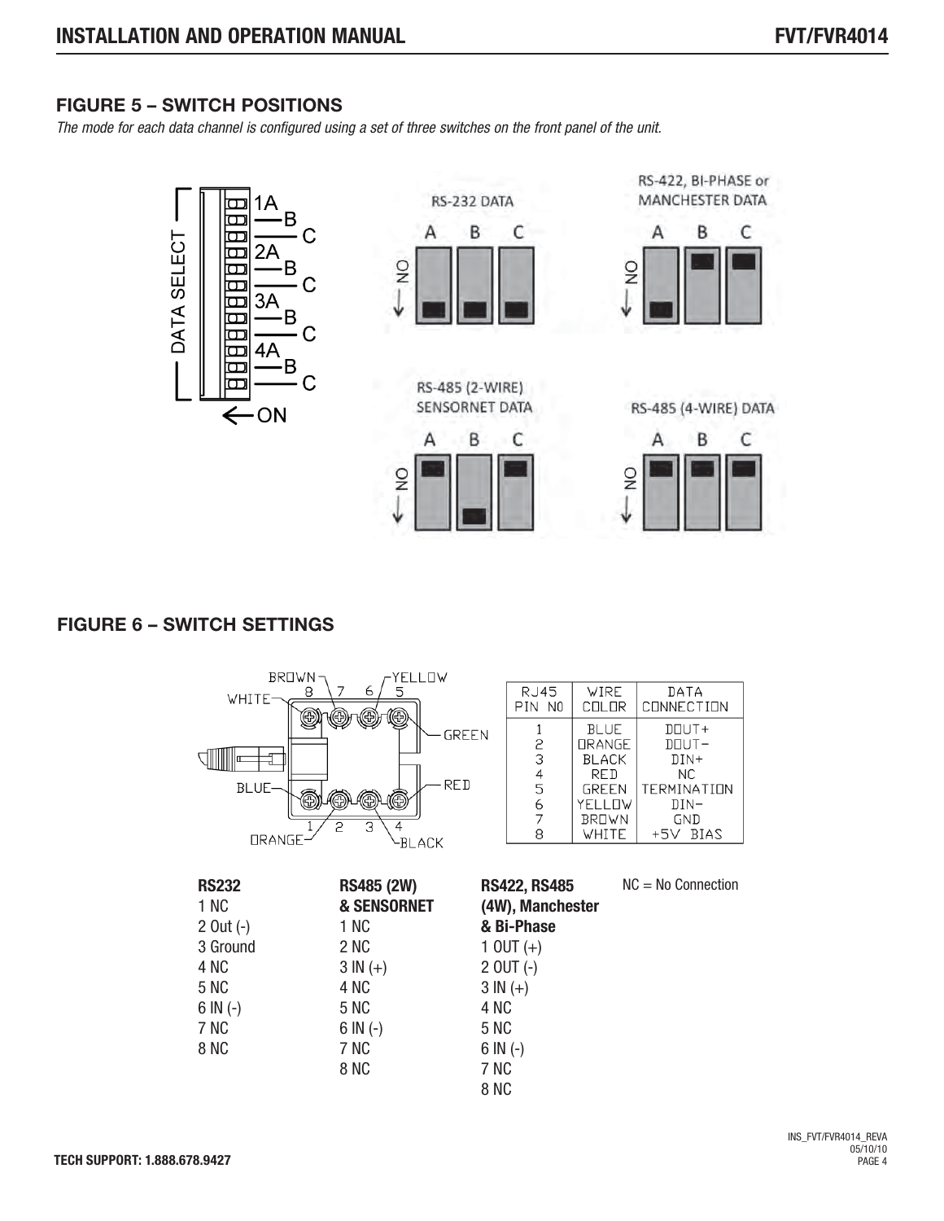## FIGURE 5 – SWITCH POSITIONS

*The mode for each data channel is configured using a set of three switches on the front panel of the unit.*

## FIGURE 6 – SWITCH SETTINGS

| RJ45 PIN NO | WIRE COLOR | DATA CONNECTION |
|---|---|---|
| 1 | BLUE | DOUT+ |
| 2 | ORANGE | DOUT− |
| 3 | BLACK | DIN+ |
| 4 | RED | NC |
| 5 | GREEN | TERMINATION |
| 6 | YELLOW | DIN− |
| 7 | BROWN | GND |
| 8 | WHITE | +5V BIAS |

**RS232**
1 NC
2 Out (-)
3 Ground
4 NC
5 NC
6 IN (-)
7 NC
8 NC

**RS485 (2W) & SENSORNET**
1 NC
2 NC
3 IN (+)
4 NC
5 NC
6 IN (-)
7 NC
8 NC

**RS422, RS485 (4W), Manchester & Bi-Phase**
1 OUT (+)
2 OUT (-)
3 IN (+)
4 NC
5 NC
6 IN (-)
7 NC
8 NC

NC = No Connection

**TECH SUPPORT: 1.888.678.9427**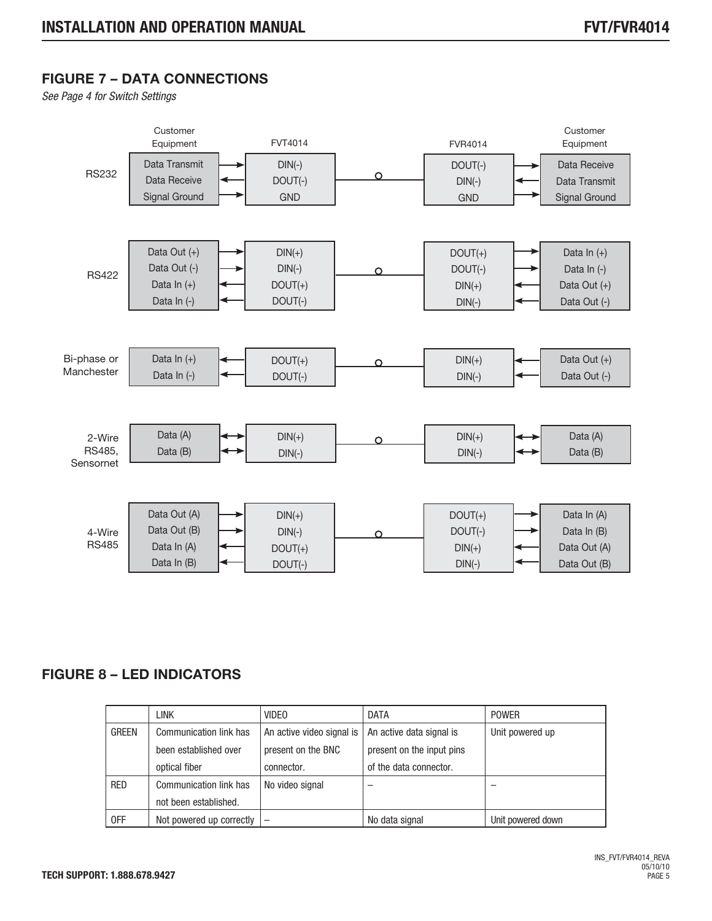## FIGURE 7 – DATA CONNECTIONS

*See Page 4 for Switch Settings*

| Interface | Customer Equipment | | FVT4014 | | FVR4014 | | Customer Equipment |
|---|---|---|---|---|---|---|---|
| RS232 | Data Transmit | → | DIN(-) | | DOUT(-) | → | Data Receive |
| | Data Receive | ← | DOUT(-) | | DIN(-) | ← | Data Transmit |
| | Signal Ground | → | GND | | GND | → | Signal Ground |
| RS422 | Data Out (+) | → | DIN(+) | | DOUT(+) | → | Data In (+) |
| | Data Out (-) | → | DIN(-) | | DOUT(-) | → | Data In (-) |
| | Data In (+) | ← | DOUT(+) | | DIN(+) | ← | Data Out (+) |
| | Data In (-) | ← | DOUT(-) | | DIN(-) | ← | Data Out (-) |
| Bi-phase or Manchester | Data In (+) | ← | DOUT(+) | | DIN(+) | ← | Data Out (+) |
| | Data In (-) | ← | DOUT(-) | | DIN(-) | ← | Data Out (-) |
| 2-Wire RS485, Sensornet | Data (A) | ↔ | DIN(+) | | DIN(+) | ↔ | Data (A) |
| | Data (B) | ↔ | DIN(-) | | DIN(-) | ↔ | Data (B) |
| 4-Wire RS485 | Data Out (A) | → | DIN(+) | | DOUT(+) | → | Data In (A) |
| | Data Out (B) | → | DIN(-) | | DOUT(-) | → | Data In (B) |
| | Data In (A) | ← | DOUT(+) | | DIN(+) | ← | Data Out (A) |
| | Data In (B) | ← | DOUT(-) | | DIN(-) | ← | Data Out (B) |

## FIGURE 8 – LED INDICATORS

| | LINK | VIDEO | DATA | POWER |
|---|---|---|---|---|
| GREEN | Communication link has been established over optical fiber | An active video signal is present on the BNC connector. | An active data signal is present on the input pins of the data connector. | Unit powered up |
| RED | Communication link has not been established. | No video signal | – | – |
| OFF | Not powered up correctly | – | No data signal | Unit powered down |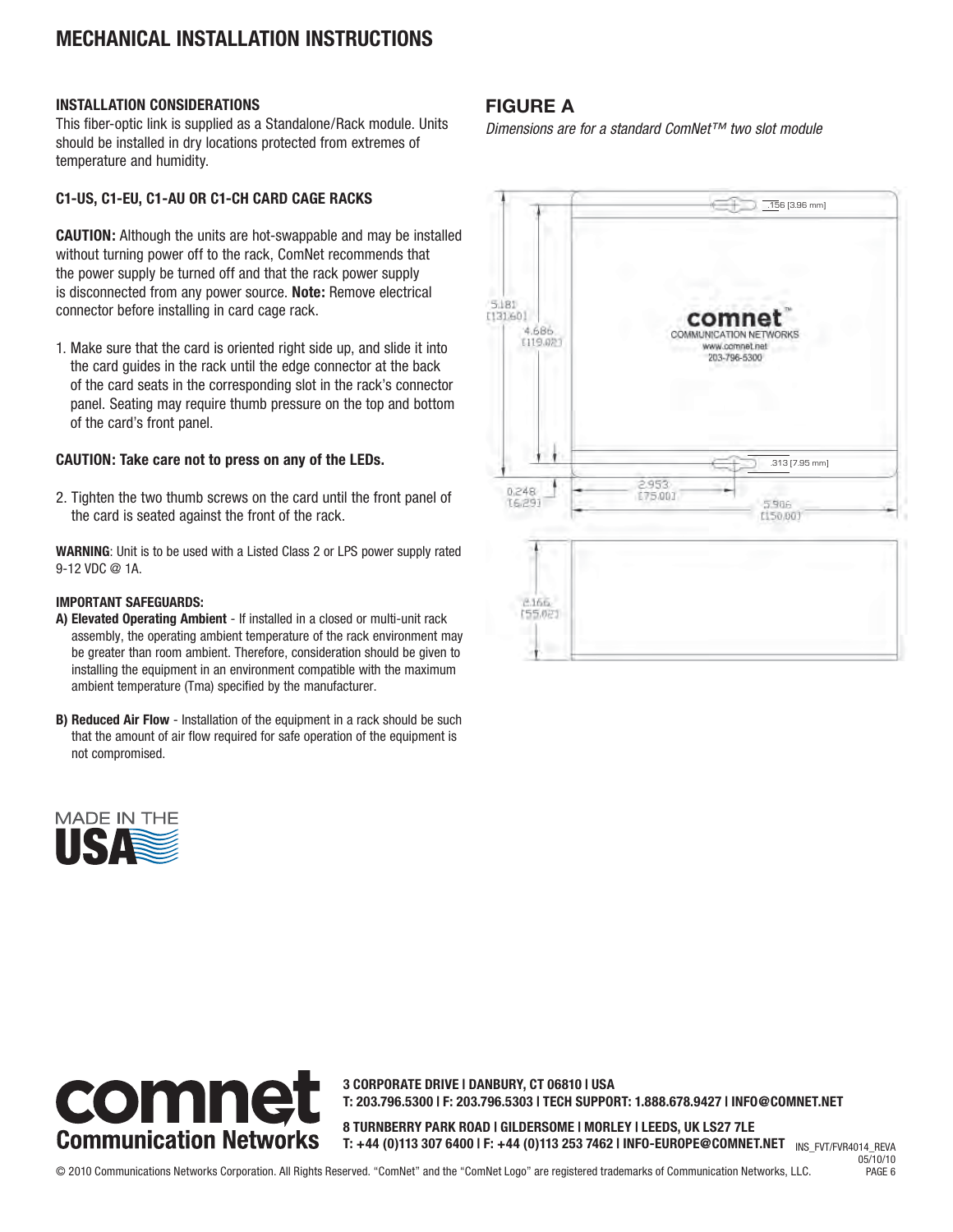# MECHANICAL INSTALLATION INSTRUCTIONS

### INSTALLATION CONSIDERATIONS

This fiber-optic link is supplied as a Standalone/Rack module. Units should be installed in dry locations protected from extremes of temperature and humidity.

### C1-US, C1-EU, C1-AU OR C1-CH CARD CAGE RACKS

**CAUTION:** Although the units are hot-swappable and may be installed without turning power off to the rack, ComNet recommends that the power supply be turned off and that the rack power supply is disconnected from any power source. **Note:** Remove electrical connector before installing in card cage rack.

1. Make sure that the card is oriented right side up, and slide it into the card guides in the rack until the edge connector at the back of the card seats in the corresponding slot in the rack's connector panel. Seating may require thumb pressure on the top and bottom of the card's front panel.

**CAUTION: Take care not to press on any of the LEDs.**

2. Tighten the two thumb screws on the card until the front panel of the card is seated against the front of the rack.

**WARNING**: Unit is to be used with a Listed Class 2 or LPS power supply rated 9-12 VDC @ 1A.

**IMPORTANT SAFEGUARDS:**

**A) Elevated Operating Ambient** - If installed in a closed or multi-unit rack assembly, the operating ambient temperature of the rack environment may be greater than room ambient. Therefore, consideration should be given to installing the equipment in an environment compatible with the maximum ambient temperature (Tma) specified by the manufacturer.

**B) Reduced Air Flow** - Installation of the equipment in a rack should be such that the amount of air flow required for safe operation of the equipment is not compromised.

## FIGURE A

*Dimensions are for a standard ComNet™ two slot module*

.156 [3.96 mm]

5.181 [131.60]

4.686 [119.02]

comnet™ COMMUNICATION NETWORKS www.comnet.net 203-796-5300

.313 [7.95 mm]

0.248 [6.29]

2.953 [75.00]

5.906 [150.00]

2.166 [55.02]

MADE IN THE USA

comnet Communication Networks

**3 CORPORATE DRIVE | DANBURY, CT 06810 | USA**
**T: 203.796.5300 | F: 203.796.5303 | TECH SUPPORT: 1.888.678.9427 | INFO@COMNET.NET**

**8 TURNBERRY PARK ROAD | GILDERSOME | MORLEY | LEEDS, UK LS27 7LE**
**T: +44 (0)113 307 6400 | F: +44 (0)113 253 7462 | INFO-EUROPE@COMNET.NET**

INS_FVT/FVR4014_REVA 05/10/10

© 2010 Communications Networks Corporation. All Rights Reserved. "ComNet" and the "ComNet Logo" are registered trademarks of Communication Networks, LLC.